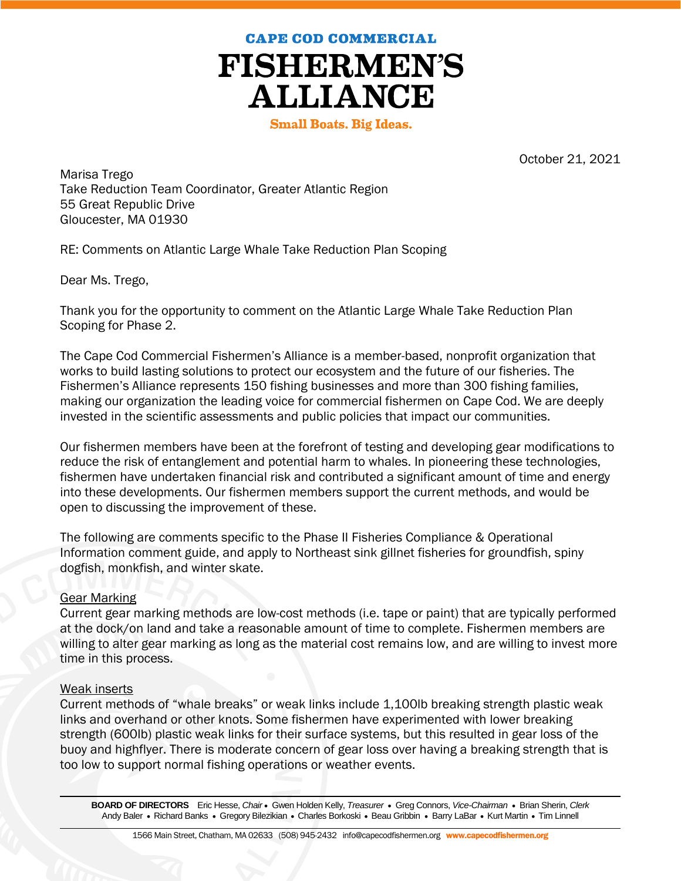CAPE COD COMMERCIAL

# FISHERMEN'S ALLIANCE

Small Boats. Big Ideas.

October 21, 2021

Marisa Trego
Take Reduction Team Coordinator, Greater Atlantic Region
55 Great Republic Drive
Gloucester, MA 01930

RE: Comments on Atlantic Large Whale Take Reduction Plan Scoping

Dear Ms. Trego,

Thank you for the opportunity to comment on the Atlantic Large Whale Take Reduction Plan Scoping for Phase 2.

The Cape Cod Commercial Fishermen's Alliance is a member-based, nonprofit organization that works to build lasting solutions to protect our ecosystem and the future of our fisheries. The Fishermen's Alliance represents 150 fishing businesses and more than 300 fishing families, making our organization the leading voice for commercial fishermen on Cape Cod. We are deeply invested in the scientific assessments and public policies that impact our communities.

Our fishermen members have been at the forefront of testing and developing gear modifications to reduce the risk of entanglement and potential harm to whales. In pioneering these technologies, fishermen have undertaken financial risk and contributed a significant amount of time and energy into these developments. Our fishermen members support the current methods, and would be open to discussing the improvement of these.

The following are comments specific to the Phase II Fisheries Compliance & Operational Information comment guide, and apply to Northeast sink gillnet fisheries for groundfish, spiny dogfish, monkfish, and winter skate.

<u>Gear Marking</u>
Current gear marking methods are low-cost methods (i.e. tape or paint) that are typically performed at the dock/on land and take a reasonable amount of time to complete. Fishermen members are willing to alter gear marking as long as the material cost remains low, and are willing to invest more time in this process.

<u>Weak inserts</u>
Current methods of "whale breaks" or weak links include 1,100lb breaking strength plastic weak links and overhand or other knots. Some fishermen have experimented with lower breaking strength (600lb) plastic weak links for their surface systems, but this resulted in gear loss of the buoy and highflyer. There is moderate concern of gear loss over having a breaking strength that is too low to support normal fishing operations or weather events.

**BOARD OF DIRECTORS** Eric Hesse, *Chair* • Gwen Holden Kelly, *Treasurer* • Greg Connors, *Vice-Chairman* • Brian Sherin, *Clerk*
Andy Baler • Richard Banks • Gregory Bilezikian • Charles Borkoski • Beau Gribbin • Barry LaBar • Kurt Martin • Tim Linnell

1566 Main Street, Chatham, MA 02633 (508) 945-2432 info@capecodfishermen.org www.capecodfishermen.org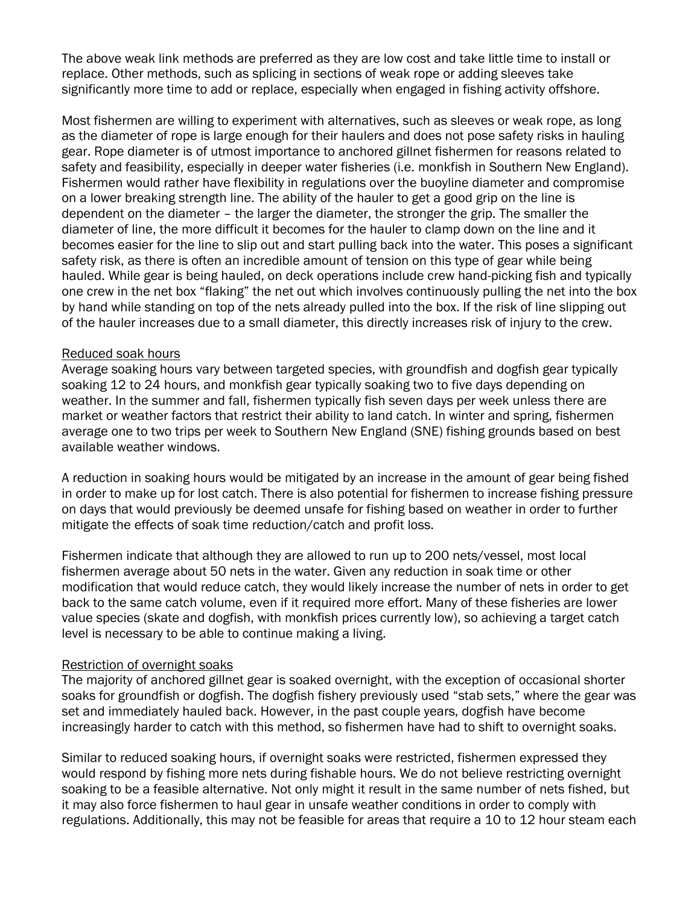The above weak link methods are preferred as they are low cost and take little time to install or replace. Other methods, such as splicing in sections of weak rope or adding sleeves take significantly more time to add or replace, especially when engaged in fishing activity offshore.

Most fishermen are willing to experiment with alternatives, such as sleeves or weak rope, as long as the diameter of rope is large enough for their haulers and does not pose safety risks in hauling gear. Rope diameter is of utmost importance to anchored gillnet fishermen for reasons related to safety and feasibility, especially in deeper water fisheries (i.e. monkfish in Southern New England). Fishermen would rather have flexibility in regulations over the buoyline diameter and compromise on a lower breaking strength line. The ability of the hauler to get a good grip on the line is dependent on the diameter – the larger the diameter, the stronger the grip. The smaller the diameter of line, the more difficult it becomes for the hauler to clamp down on the line and it becomes easier for the line to slip out and start pulling back into the water. This poses a significant safety risk, as there is often an incredible amount of tension on this type of gear while being hauled. While gear is being hauled, on deck operations include crew hand-picking fish and typically one crew in the net box "flaking" the net out which involves continuously pulling the net into the box by hand while standing on top of the nets already pulled into the box. If the risk of line slipping out of the hauler increases due to a small diameter, this directly increases risk of injury to the crew.

<u>Reduced soak hours</u>

Average soaking hours vary between targeted species, with groundfish and dogfish gear typically soaking 12 to 24 hours, and monkfish gear typically soaking two to five days depending on weather. In the summer and fall, fishermen typically fish seven days per week unless there are market or weather factors that restrict their ability to land catch. In winter and spring, fishermen average one to two trips per week to Southern New England (SNE) fishing grounds based on best available weather windows.

A reduction in soaking hours would be mitigated by an increase in the amount of gear being fished in order to make up for lost catch. There is also potential for fishermen to increase fishing pressure on days that would previously be deemed unsafe for fishing based on weather in order to further mitigate the effects of soak time reduction/catch and profit loss.

Fishermen indicate that although they are allowed to run up to 200 nets/vessel, most local fishermen average about 50 nets in the water. Given any reduction in soak time or other modification that would reduce catch, they would likely increase the number of nets in order to get back to the same catch volume, even if it required more effort. Many of these fisheries are lower value species (skate and dogfish, with monkfish prices currently low), so achieving a target catch level is necessary to be able to continue making a living.

<u>Restriction of overnight soaks</u>

The majority of anchored gillnet gear is soaked overnight, with the exception of occasional shorter soaks for groundfish or dogfish. The dogfish fishery previously used "stab sets," where the gear was set and immediately hauled back. However, in the past couple years, dogfish have become increasingly harder to catch with this method, so fishermen have had to shift to overnight soaks.

Similar to reduced soaking hours, if overnight soaks were restricted, fishermen expressed they would respond by fishing more nets during fishable hours. We do not believe restricting overnight soaking to be a feasible alternative. Not only might it result in the same number of nets fished, but it may also force fishermen to haul gear in unsafe weather conditions in order to comply with regulations. Additionally, this may not be feasible for areas that require a 10 to 12 hour steam each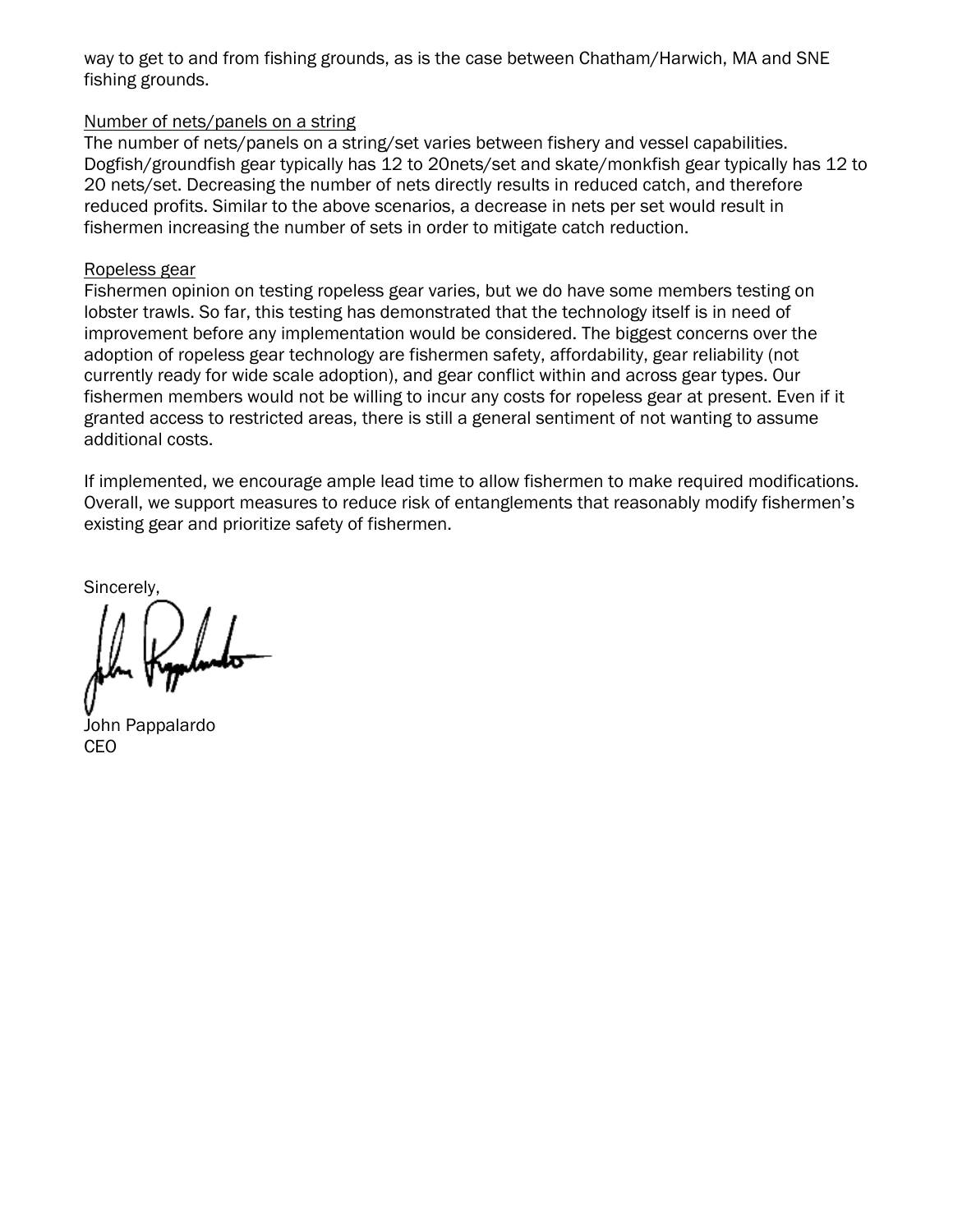way to get to and from fishing grounds, as is the case between Chatham/Harwich, MA and SNE fishing grounds.

<u>Number of nets/panels on a string</u>

The number of nets/panels on a string/set varies between fishery and vessel capabilities. Dogfish/groundfish gear typically has 12 to 20nets/set and skate/monkfish gear typically has 12 to 20 nets/set. Decreasing the number of nets directly results in reduced catch, and therefore reduced profits. Similar to the above scenarios, a decrease in nets per set would result in fishermen increasing the number of sets in order to mitigate catch reduction.

<u>Ropeless gear</u>

Fishermen opinion on testing ropeless gear varies, but we do have some members testing on lobster trawls. So far, this testing has demonstrated that the technology itself is in need of improvement before any implementation would be considered. The biggest concerns over the adoption of ropeless gear technology are fishermen safety, affordability, gear reliability (not currently ready for wide scale adoption), and gear conflict within and across gear types. Our fishermen members would not be willing to incur any costs for ropeless gear at present. Even if it granted access to restricted areas, there is still a general sentiment of not wanting to assume additional costs.

If implemented, we encourage ample lead time to allow fishermen to make required modifications. Overall, we support measures to reduce risk of entanglements that reasonably modify fishermen's existing gear and prioritize safety of fishermen.

Sincerely,

John Pappalardo
CEO